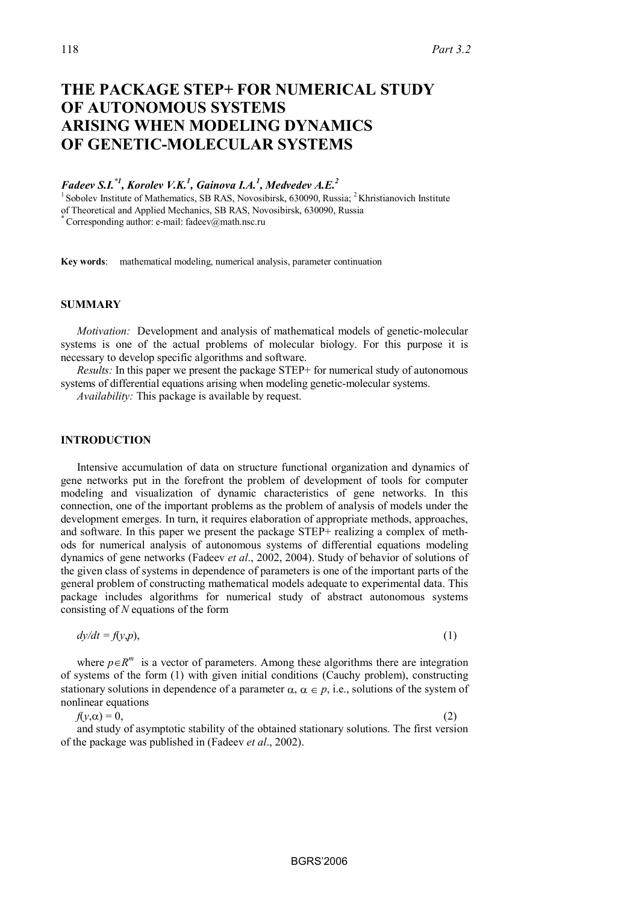# THE PACKAGE STEP+ FOR NUMERICAL STUDY OF AUTONOMOUS SYSTEMS ARISING WHEN MODELING DYNAMICS OF GENETIC-MOLECULAR SYSTEMS

***Fadeev S.I.*[\*1], *Korolev V.K.*[1], *Gainova I.A.*[1], *Medvedev A.E.*[2]**

[1] Sobolev Institute of Mathematics, SB RAS, Novosibirsk, 630090, Russia; [2] Khristianovich Institute of Theoretical and Applied Mechanics, SB RAS, Novosibirsk, 630090, Russia

[\*] Corresponding author: e-mail: fadeev@math.nsc.ru

**Key words**: mathematical modeling, numerical analysis, parameter continuation

## SUMMARY

*Motivation:* Development and analysis of mathematical models of genetic-molecular systems is one of the actual problems of molecular biology. For this purpose it is necessary to develop specific algorithms and software.

*Results:* In this paper we present the package STEP+ for numerical study of autonomous systems of differential equations arising when modeling genetic-molecular systems.

*Availability:* This package is available by request.

## INTRODUCTION

Intensive accumulation of data on structure functional organization and dynamics of gene networks put in the forefront the problem of development of tools for computer modeling and visualization of dynamic characteristics of gene networks. In this connection, one of the important problems as the problem of analysis of models under the development emerges. In turn, it requires elaboration of appropriate methods, approaches, and software. In this paper we present the package STEP+ realizing a complex of methods for numerical analysis of autonomous systems of differential equations modeling dynamics of gene networks (Fadeev *et al*., 2002, 2004). Study of behavior of solutions of the given class of systems in dependence of parameters is one of the important parts of the general problem of constructing mathematical models adequate to experimental data. This package includes algorithms for numerical study of abstract autonomous systems consisting of $N$ equations of the form

$$dy/dt = f(y,p), \tag{1}$$

where $p \in R^m$ is a vector of parameters. Among these algorithms there are integration of systems of the form (1) with given initial conditions (Cauchy problem), constructing stationary solutions in dependence of a parameter $\alpha$, $\alpha \in p$, i.e., solutions of the system of nonlinear equations

$$f(y,\alpha) = 0, \tag{2}$$

and study of asymptotic stability of the obtained stationary solutions. The first version of the package was published in (Fadeev *et al*., 2002).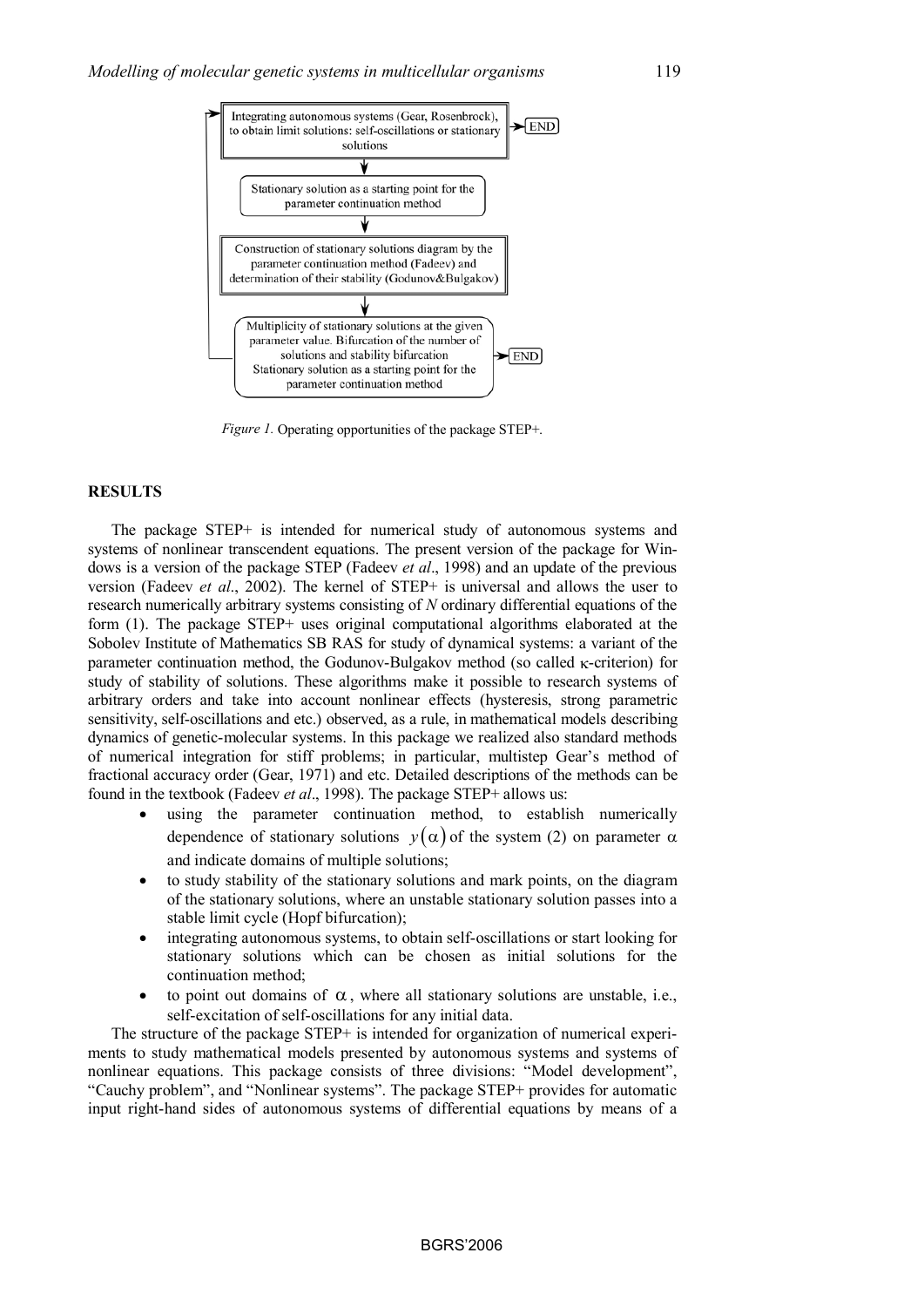Integrating autonomous systems (Gear, Rosenbrock), to obtain limit solutions: self-oscillations or stationary solutions → END

Stationary solution as a starting point for the parameter continuation method

Construction of stationary solutions diagram by the parameter continuation method (Fadeev) and determination of their stability (Godunov&Bulgakov)

Multiplicity of stationary solutions at the given parameter value. Bifurcation of the number of solutions and stability bifurcation
Stationary solution as a starting point for the parameter continuation method → END

*Figure 1.* Operating opportunities of the package STEP+.

## RESULTS

The package STEP+ is intended for numerical study of autonomous systems and systems of nonlinear transcendent equations. The present version of the package for Windows is a version of the package STEP (Fadeev *et al*., 1998) and an update of the previous version (Fadeev *et al*., 2002). The kernel of STEP+ is universal and allows the user to research numerically arbitrary systems consisting of $N$ ordinary differential equations of the form (1). The package STEP+ uses original computational algorithms elaborated at the Sobolev Institute of Mathematics SB RAS for study of dynamical systems: a variant of the parameter continuation method, the Godunov-Bulgakov method (so called $\kappa$-criterion) for study of stability of solutions. These algorithms make it possible to research systems of arbitrary orders and take into account nonlinear effects (hysteresis, strong parametric sensitivity, self-oscillations and etc.) observed, as a rule, in mathematical models describing dynamics of genetic-molecular systems. In this package we realized also standard methods of numerical integration for stiff problems; in particular, multistep Gear's method of fractional accuracy order (Gear, 1971) and etc. Detailed descriptions of the methods can be found in the textbook (Fadeev *et al*., 1998). The package STEP+ allows us:

- using the parameter continuation method, to establish numerically dependence of stationary solutions $y(\alpha)$ of the system (2) on parameter $\alpha$ and indicate domains of multiple solutions;
- to study stability of the stationary solutions and mark points, on the diagram of the stationary solutions, where an unstable stationary solution passes into a stable limit cycle (Hopf bifurcation);
- integrating autonomous systems, to obtain self-oscillations or start looking for stationary solutions which can be chosen as initial solutions for the continuation method;
- to point out domains of $\alpha$, where all stationary solutions are unstable, i.e., self-excitation of self-oscillations for any initial data.

The structure of the package STEP+ is intended for organization of numerical experiments to study mathematical models presented by autonomous systems and systems of nonlinear equations. This package consists of three divisions: "Model development", "Cauchy problem", and "Nonlinear systems". The package STEP+ provides for automatic input right-hand sides of autonomous systems of differential equations by means of a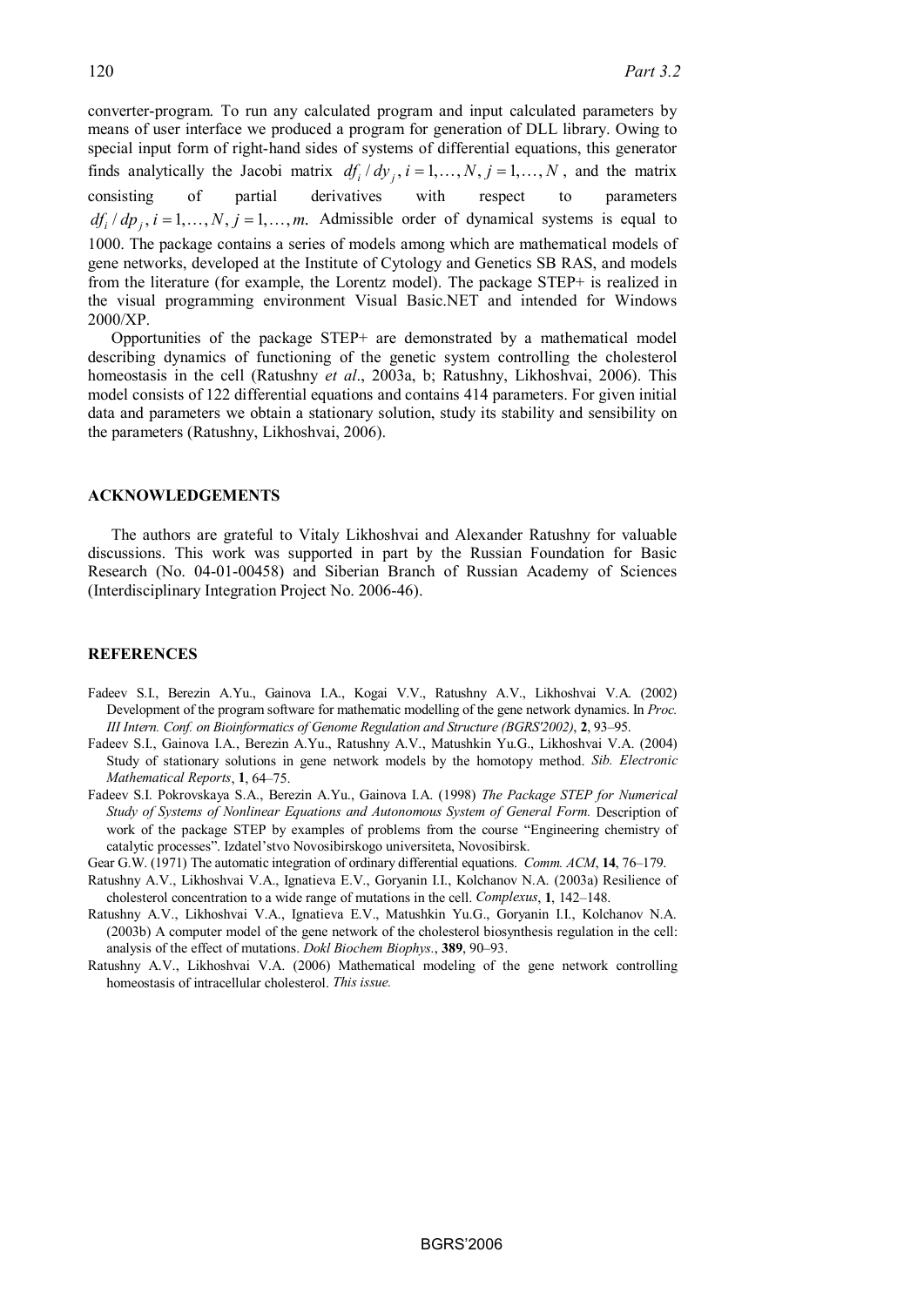converter-program. To run any calculated program and input calculated parameters by means of user interface we produced a program for generation of DLL library. Owing to special input form of right-hand sides of systems of differential equations, this generator finds analytically the Jacobi matrix $df_i / dy_j, i = 1,\ldots, N, j = 1,\ldots, N$, and the matrix consisting of partial derivatives with respect to parameters $df_i / dp_j, i = 1,\ldots, N, j = 1,\ldots, m.$ Admissible order of dynamical systems is equal to 1000. The package contains a series of models among which are mathematical models of gene networks, developed at the Institute of Cytology and Genetics SB RAS, and models from the literature (for example, the Lorentz model). The package STEP+ is realized in the visual programming environment Visual Basic.NET and intended for Windows 2000/XP.

Opportunities of the package STEP+ are demonstrated by a mathematical model describing dynamics of functioning of the genetic system controlling the cholesterol homeostasis in the cell (Ratushny *et al*., 2003a, b; Ratushny, Likhoshvai, 2006). This model consists of 122 differential equations and contains 414 parameters. For given initial data and parameters we obtain a stationary solution, study its stability and sensibility on the parameters (Ratushny, Likhoshvai, 2006).

## ACKNOWLEDGEMENTS

The authors are grateful to Vitaly Likhoshvai and Alexander Ratushny for valuable discussions. This work was supported in part by the Russian Foundation for Basic Research (No. 04-01-00458) and Siberian Branch of Russian Academy of Sciences (Interdisciplinary Integration Project No. 2006-46).

## REFERENCES

Fadeev S.I., Berezin A.Yu., Gainova I.A., Kogai V.V., Ratushny A.V., Likhoshvai V.A. (2002) Development of the program software for mathematic modelling of the gene network dynamics. In *Proc. III Intern. Conf. on Bioinformatics of Genome Regulation and Structure (BGRS'2002)*, **2**, 93–95.

Fadeev S.I., Gainova I.A., Berezin A.Yu., Ratushny A.V., Matushkin Yu.G., Likhoshvai V.A. (2004) Study of stationary solutions in gene network models by the homotopy method. *Sib. Electronic Mathematical Reports*, **1**, 64–75.

Fadeev S.I. Pokrovskaya S.A., Berezin A.Yu., Gainova I.A. (1998) *The Package STEP for Numerical Study of Systems of Nonlinear Equations and Autonomous System of General Form.* Description of work of the package STEP by examples of problems from the course "Engineering chemistry of catalytic processes". Izdatel'stvo Novosibirskogo universiteta, Novosibirsk.

Gear G.W. (1971) The automatic integration of ordinary differential equations. *Comm. ACM*, **14**, 76–179.

Ratushny A.V., Likhoshvai V.A., Ignatieva E.V., Goryanin I.I., Kolchanov N.A. (2003a) Resilience of cholesterol concentration to a wide range of mutations in the cell. *Complexus*, **1**, 142–148.

Ratushny A.V., Likhoshvai V.A., Ignatieva E.V., Matushkin Yu.G., Goryanin I.I., Kolchanov N.A. (2003b) A computer model of the gene network of the cholesterol biosynthesis regulation in the cell: analysis of the effect of mutations. *Dokl Biochem Biophys.*, **389**, 90–93.

Ratushny A.V., Likhoshvai V.A. (2006) Mathematical modeling of the gene network controlling homeostasis of intracellular cholesterol. *This issue.*